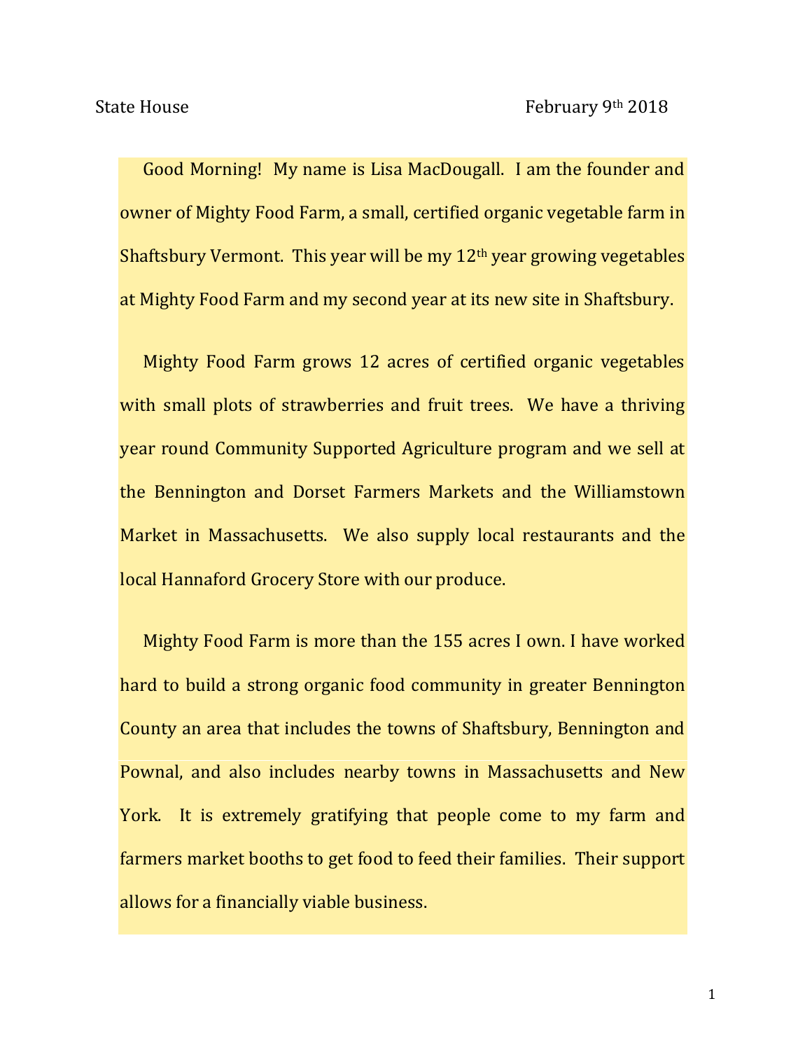State House February 9th 2018

Good Morning! My name is Lisa MacDougall. I am the founder and owner of Mighty Food Farm, a small, certified organic vegetable farm in Shaftsbury Vermont. This year will be my 12th year growing vegetables at Mighty Food Farm and my second year at its new site in Shaftsbury.

Mighty Food Farm grows 12 acres of certified organic vegetables with small plots of strawberries and fruit trees. We have a thriving year round Community Supported Agriculture program and we sell at the Bennington and Dorset Farmers Markets and the Williamstown Market in Massachusetts. We also supply local restaurants and the local Hannaford Grocery Store with our produce.

Mighty Food Farm is more than the 155 acres I own. I have worked hard to build a strong organic food community in greater Bennington County an area that includes the towns of Shaftsbury, Bennington and Pownal, and also includes nearby towns in Massachusetts and New York. It is extremely gratifying that people come to my farm and farmers market booths to get food to feed their families. Their support allows for a financially viable business.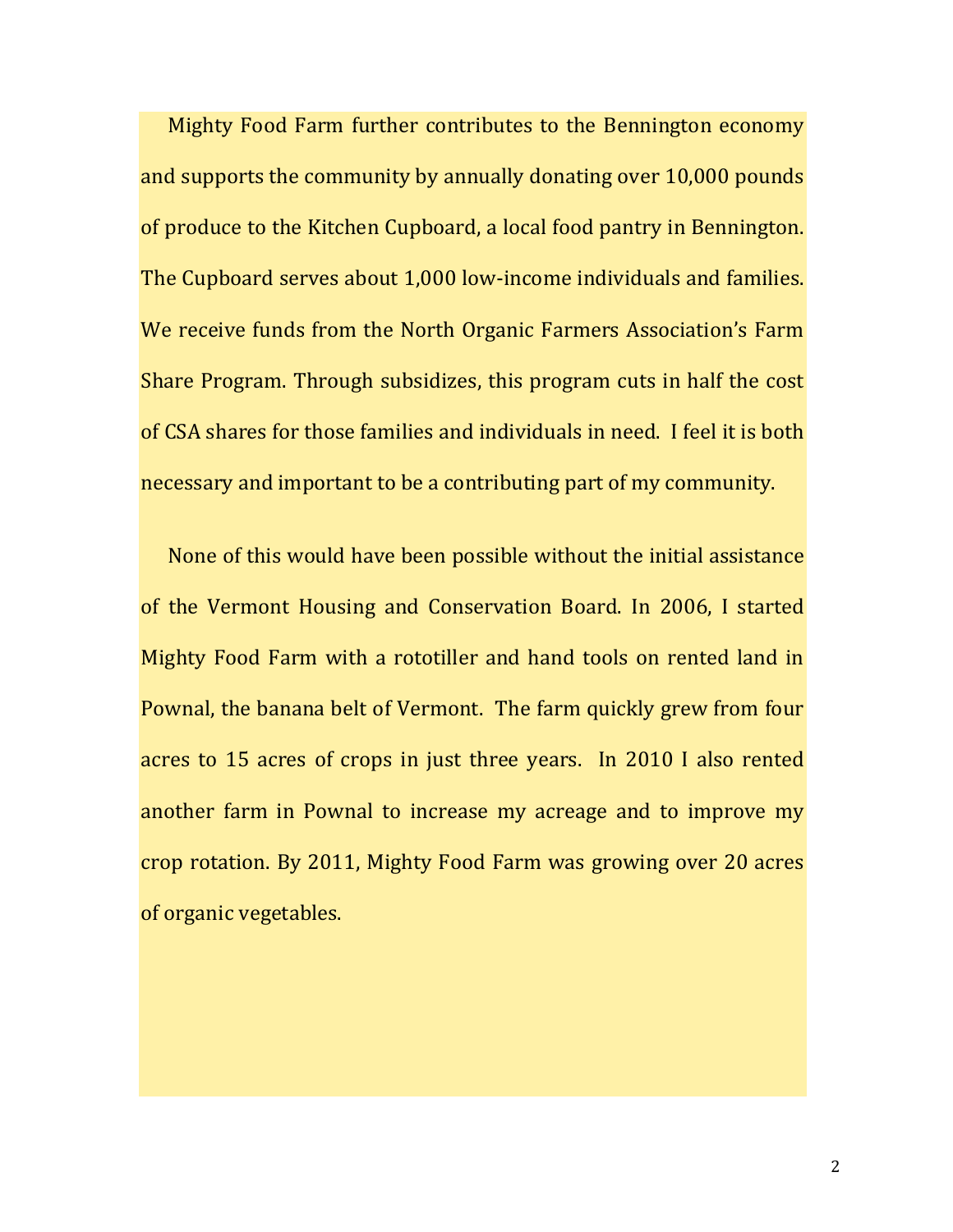Mighty Food Farm further contributes to the Bennington economy and supports the community by annually donating over 10,000 pounds of produce to the Kitchen Cupboard, a local food pantry in Bennington. The Cupboard serves about 1,000 low-income individuals and families. We receive funds from the North Organic Farmers Association's Farm Share Program. Through subsidizes, this program cuts in half the cost of CSA shares for those families and individuals in need. I feel it is both necessary and important to be a contributing part of my community.

None of this would have been possible without the initial assistance of the Vermont Housing and Conservation Board. In 2006, I started Mighty Food Farm with a rototiller and hand tools on rented land in Pownal, the banana belt of Vermont. The farm quickly grew from four acres to 15 acres of crops in just three years. In 2010 I also rented another farm in Pownal to increase my acreage and to improve my crop rotation. By 2011, Mighty Food Farm was growing over 20 acres of organic vegetables.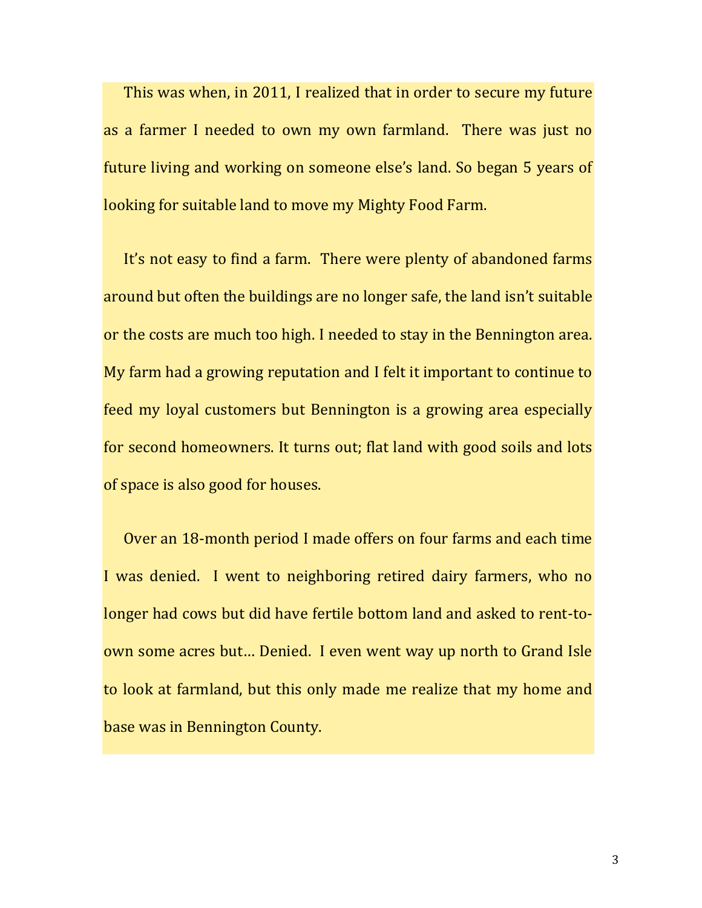This was when, in 2011, I realized that in order to secure my future as a farmer I needed to own my own farmland. There was just no future living and working on someone else's land. So began 5 years of looking for suitable land to move my Mighty Food Farm.

It's not easy to find a farm. There were plenty of abandoned farms around but often the buildings are no longer safe, the land isn't suitable or the costs are much too high. I needed to stay in the Bennington area. My farm had a growing reputation and I felt it important to continue to feed my loyal customers but Bennington is a growing area especially for second homeowners. It turns out; flat land with good soils and lots of space is also good for houses.

Over an 18-month period I made offers on four farms and each time I was denied. I went to neighboring retired dairy farmers, who no longer had cows but did have fertile bottom land and asked to rent-to-own some acres but… Denied. I even went way up north to Grand Isle to look at farmland, but this only made me realize that my home and base was in Bennington County.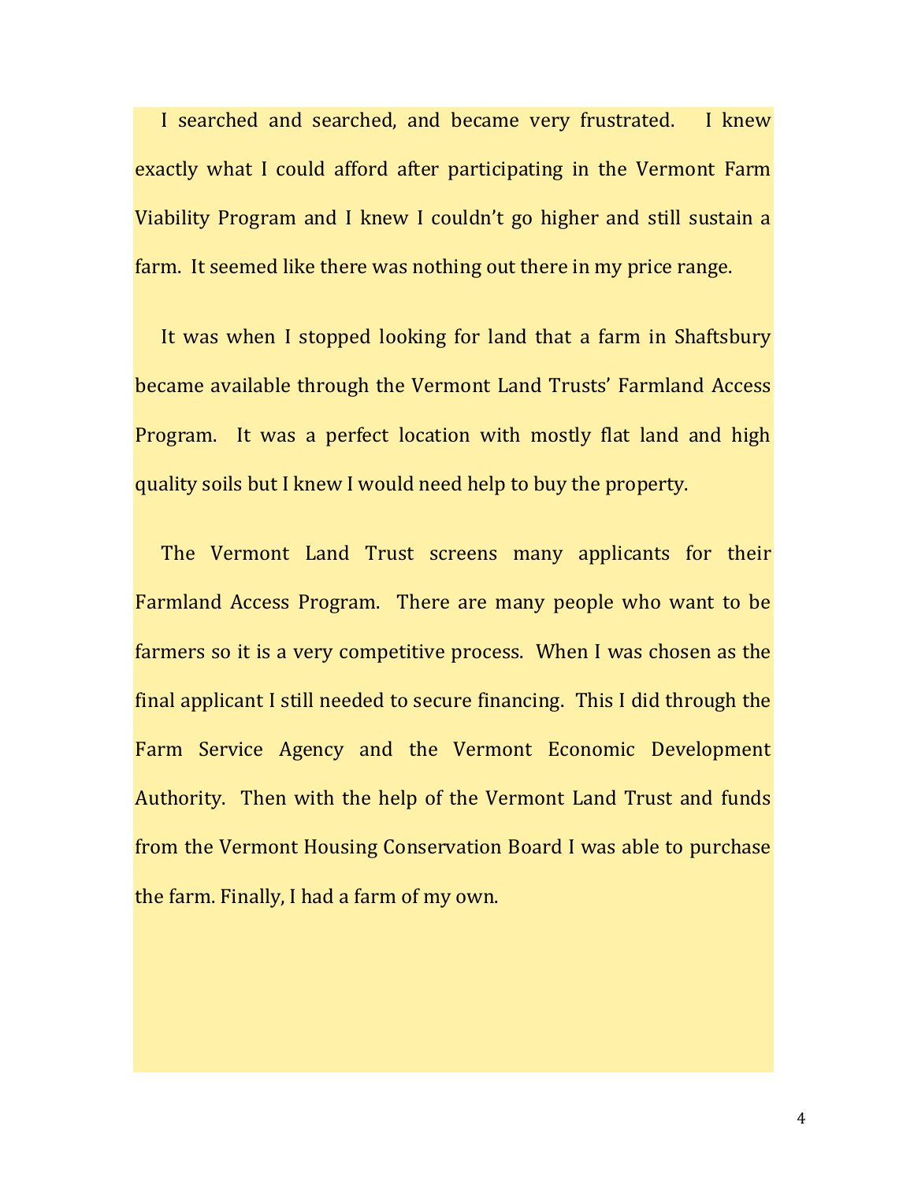I searched and searched, and became very frustrated. I knew exactly what I could afford after participating in the Vermont Farm Viability Program and I knew I couldn't go higher and still sustain a farm. It seemed like there was nothing out there in my price range.

It was when I stopped looking for land that a farm in Shaftsbury became available through the Vermont Land Trusts' Farmland Access Program. It was a perfect location with mostly flat land and high quality soils but I knew I would need help to buy the property.

The Vermont Land Trust screens many applicants for their Farmland Access Program. There are many people who want to be farmers so it is a very competitive process. When I was chosen as the final applicant I still needed to secure financing. This I did through the Farm Service Agency and the Vermont Economic Development Authority. Then with the help of the Vermont Land Trust and funds from the Vermont Housing Conservation Board I was able to purchase the farm. Finally, I had a farm of my own.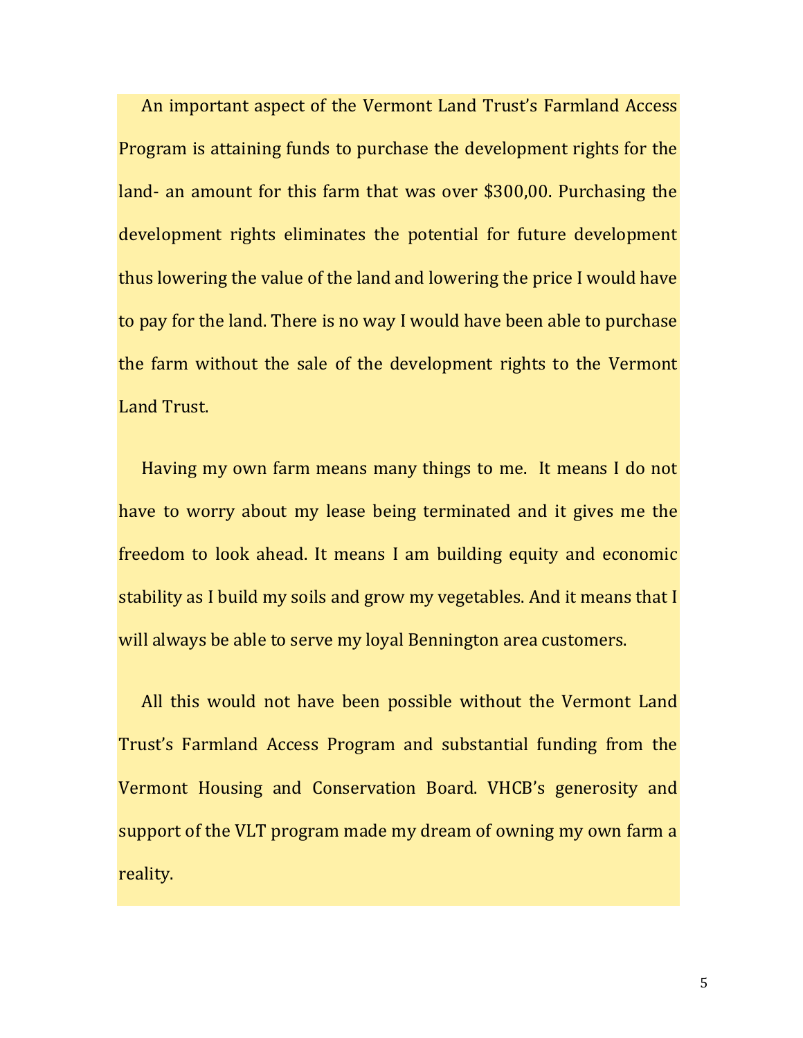An important aspect of the Vermont Land Trust's Farmland Access Program is attaining funds to purchase the development rights for the land- an amount for this farm that was over $300,00. Purchasing the development rights eliminates the potential for future development thus lowering the value of the land and lowering the price I would have to pay for the land. There is no way I would have been able to purchase the farm without the sale of the development rights to the Vermont Land Trust.

Having my own farm means many things to me. It means I do not have to worry about my lease being terminated and it gives me the freedom to look ahead. It means I am building equity and economic stability as I build my soils and grow my vegetables. And it means that I will always be able to serve my loyal Bennington area customers.

All this would not have been possible without the Vermont Land Trust's Farmland Access Program and substantial funding from the Vermont Housing and Conservation Board. VHCB's generosity and support of the VLT program made my dream of owning my own farm a reality.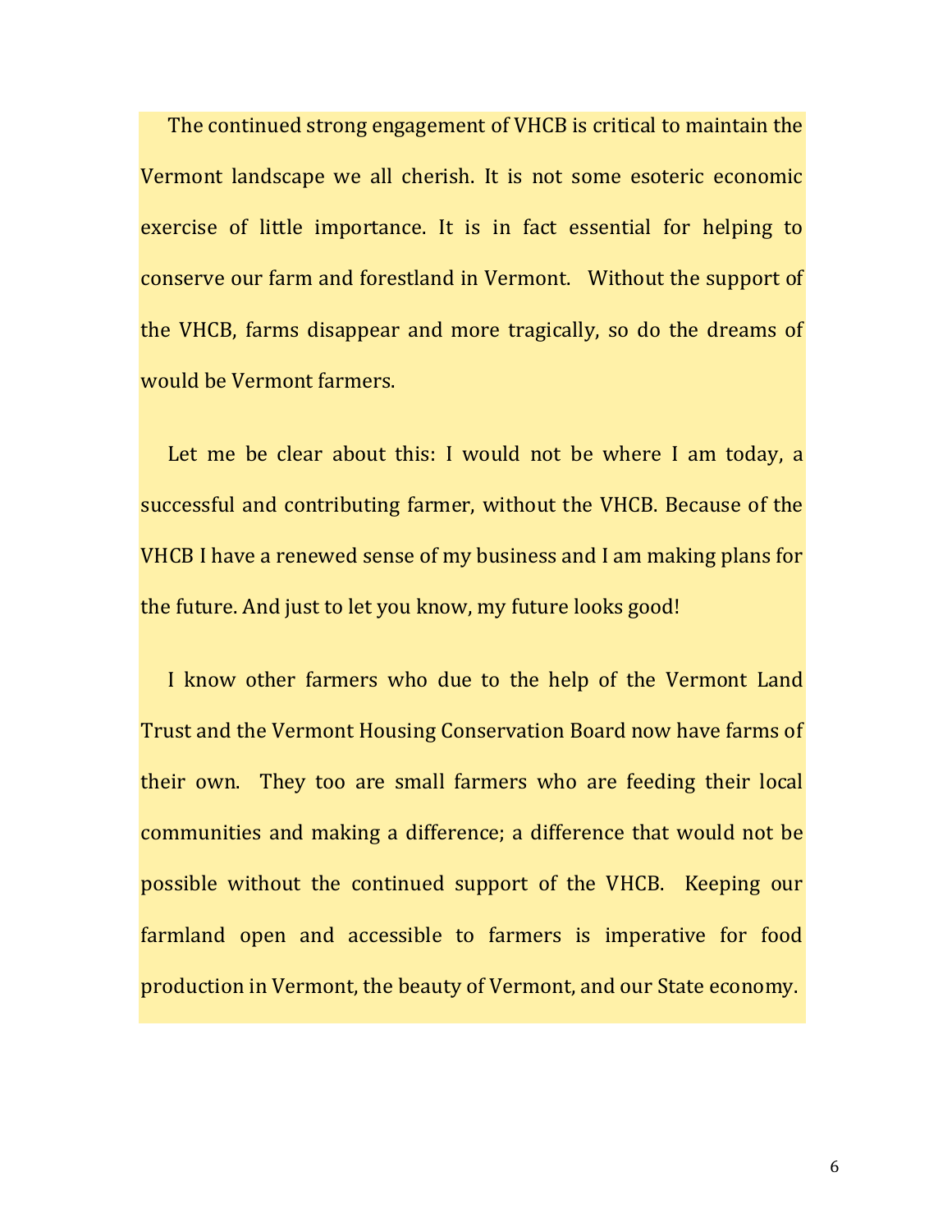The continued strong engagement of VHCB is critical to maintain the Vermont landscape we all cherish. It is not some esoteric economic exercise of little importance. It is in fact essential for helping to conserve our farm and forestland in Vermont. Without the support of the VHCB, farms disappear and more tragically, so do the dreams of would be Vermont farmers.

Let me be clear about this: I would not be where I am today, a successful and contributing farmer, without the VHCB. Because of the VHCB I have a renewed sense of my business and I am making plans for the future. And just to let you know, my future looks good!

I know other farmers who due to the help of the Vermont Land Trust and the Vermont Housing Conservation Board now have farms of their own. They too are small farmers who are feeding their local communities and making a difference; a difference that would not be possible without the continued support of the VHCB. Keeping our farmland open and accessible to farmers is imperative for food production in Vermont, the beauty of Vermont, and our State economy.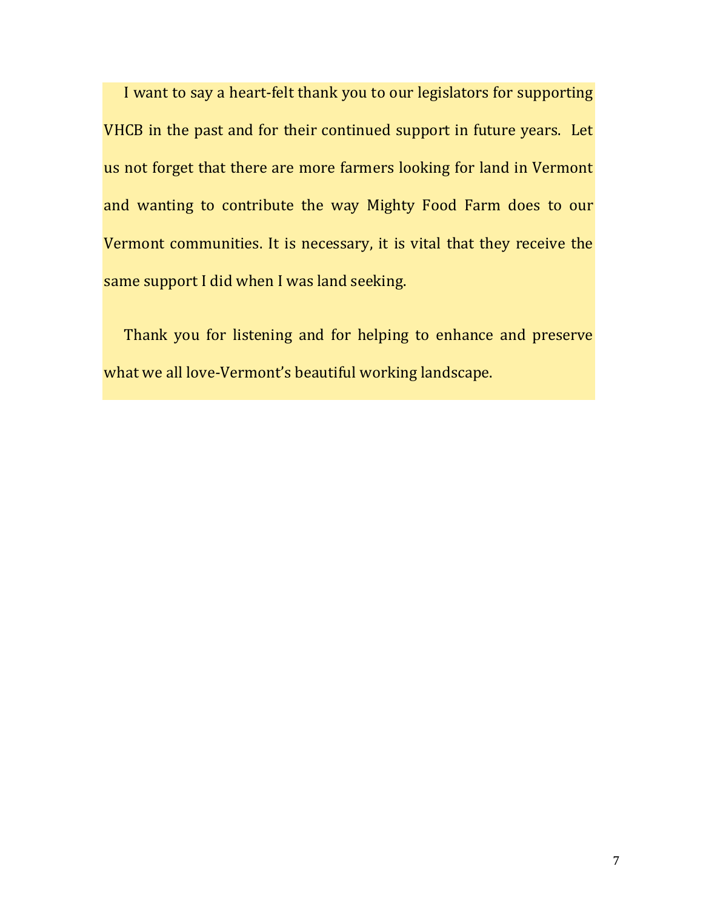I want to say a heart-felt thank you to our legislators for supporting VHCB in the past and for their continued support in future years. Let us not forget that there are more farmers looking for land in Vermont and wanting to contribute the way Mighty Food Farm does to our Vermont communities. It is necessary, it is vital that they receive the same support I did when I was land seeking.

Thank you for listening and for helping to enhance and preserve what we all love-Vermont's beautiful working landscape.